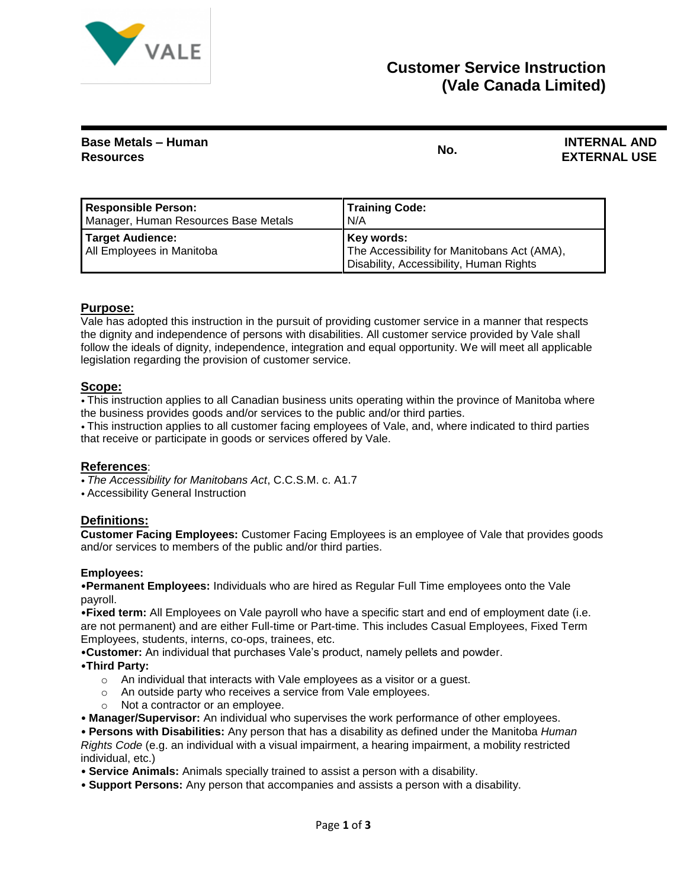# Customer Service Instruction (Vale Canada Limited)

| Base Metals – Human Resources | No. | INTERNAL AND EXTERNAL USE |
|---|---|---|

| **Responsible Person:** Manager, Human Resources Base Metals | **Training Code:** N/A |
|---|---|
| **Target Audience:** All Employees in Manitoba | **Key words:** The Accessibility for Manitobans Act (AMA), Disability, Accessibility, Human Rights |

## Purpose:

Vale has adopted this instruction in the pursuit of providing customer service in a manner that respects the dignity and independence of persons with disabilities. All customer service provided by Vale shall follow the ideals of dignity, independence, integration and equal opportunity. We will meet all applicable legislation regarding the provision of customer service.

## Scope:

- This instruction applies to all Canadian business units operating within the province of Manitoba where the business provides goods and/or services to the public and/or third parties.
- This instruction applies to all customer facing employees of Vale, and, where indicated to third parties that receive or participate in goods or services offered by Vale.

## References:

- *The Accessibility for Manitobans Act*, C.C.S.M. c. A1.7
- Accessibility General Instruction

## Definitions:

**Customer Facing Employees:** Customer Facing Employees is an employee of Vale that provides goods and/or services to members of the public and/or third parties.

**Employees:**

- **Permanent Employees:** Individuals who are hired as Regular Full Time employees onto the Vale payroll.
- **Fixed term:** All Employees on Vale payroll who have a specific start and end of employment date (i.e. are not permanent) and are either Full-time or Part-time. This includes Casual Employees, Fixed Term Employees, students, interns, co-ops, trainees, etc.
- **Customer:** An individual that purchases Vale's product, namely pellets and powder.
- **Third Party:**
  - An individual that interacts with Vale employees as a visitor or a guest.
  - An outside party who receives a service from Vale employees.
  - Not a contractor or an employee.
- **Manager/Supervisor:** An individual who supervises the work performance of other employees.
- **Persons with Disabilities:** Any person that has a disability as defined under the Manitoba *Human Rights Code* (e.g. an individual with a visual impairment, a hearing impairment, a mobility restricted individual, etc.)
- **Service Animals:** Animals specially trained to assist a person with a disability.
- **Support Persons:** Any person that accompanies and assists a person with a disability.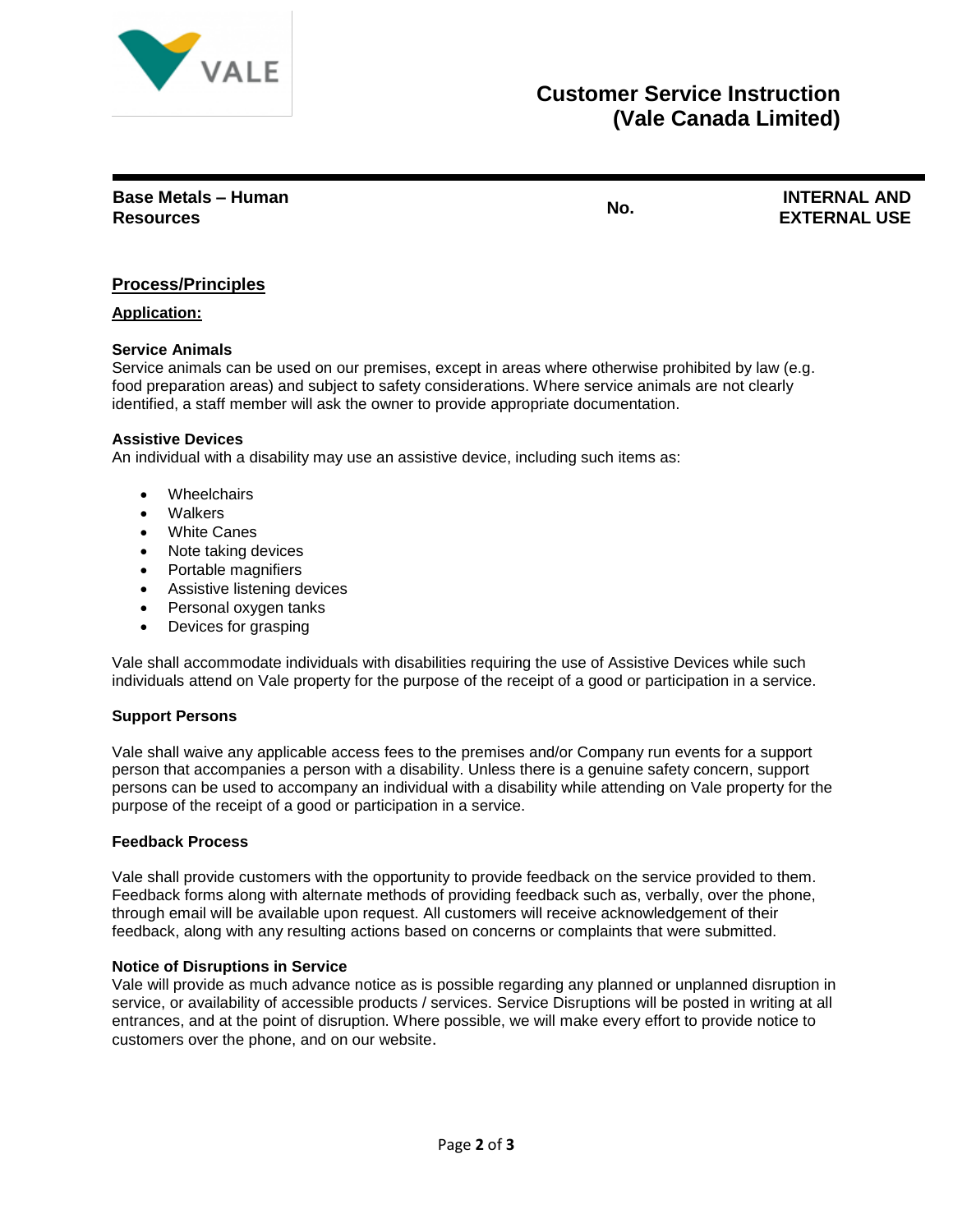# Customer Service Instruction (Vale Canada Limited)

| Base Metals – Human Resources | No. | INTERNAL AND EXTERNAL USE |
|---|---|---|

## Process/Principles

### Application:

**Service Animals**
Service animals can be used on our premises, except in areas where otherwise prohibited by law (e.g. food preparation areas) and subject to safety considerations. Where service animals are not clearly identified, a staff member will ask the owner to provide appropriate documentation.

**Assistive Devices**
An individual with a disability may use an assistive device, including such items as:

- Wheelchairs
- Walkers
- White Canes
- Note taking devices
- Portable magnifiers
- Assistive listening devices
- Personal oxygen tanks
- Devices for grasping

Vale shall accommodate individuals with disabilities requiring the use of Assistive Devices while such individuals attend on Vale property for the purpose of the receipt of a good or participation in a service.

**Support Persons**

Vale shall waive any applicable access fees to the premises and/or Company run events for a support person that accompanies a person with a disability. Unless there is a genuine safety concern, support persons can be used to accompany an individual with a disability while attending on Vale property for the purpose of the receipt of a good or participation in a service.

**Feedback Process**

Vale shall provide customers with the opportunity to provide feedback on the service provided to them. Feedback forms along with alternate methods of providing feedback such as, verbally, over the phone, through email will be available upon request. All customers will receive acknowledgement of their feedback, along with any resulting actions based on concerns or complaints that were submitted.

**Notice of Disruptions in Service**
Vale will provide as much advance notice as is possible regarding any planned or unplanned disruption in service, or availability of accessible products / services. Service Disruptions will be posted in writing at all entrances, and at the point of disruption. Where possible, we will make every effort to provide notice to customers over the phone, and on our website.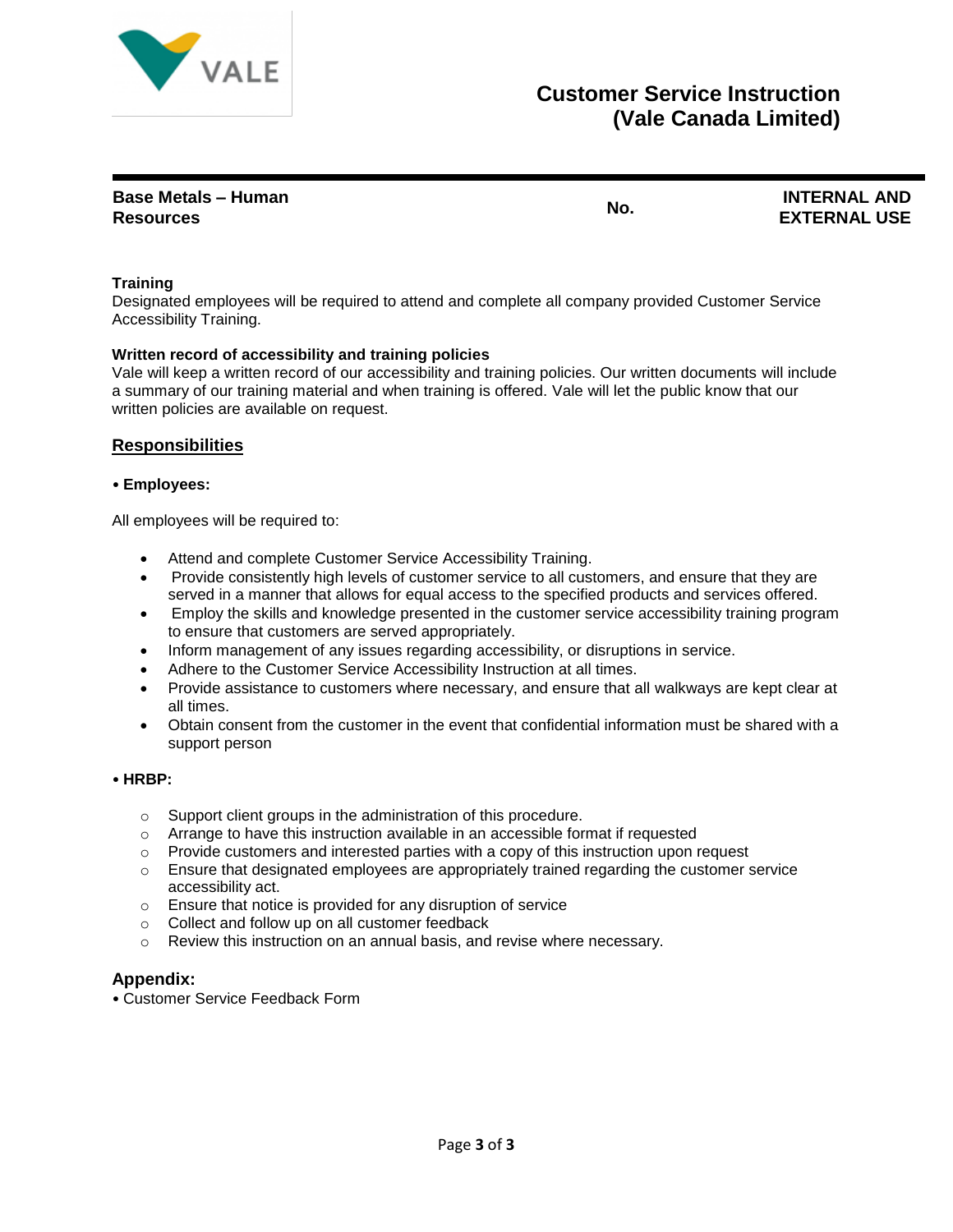**Training**
Designated employees will be required to attend and complete all company provided Customer Service Accessibility Training.

**Written record of accessibility and training policies**
Vale will keep a written record of our accessibility and training policies. Our written documents will include a summary of our training material and when training is offered. Vale will let the public know that our written policies are available on request.

## Responsibilities

• **Employees:**

All employees will be required to:

- Attend and complete Customer Service Accessibility Training.
- Provide consistently high levels of customer service to all customers, and ensure that they are served in a manner that allows for equal access to the specified products and services offered.
- Employ the skills and knowledge presented in the customer service accessibility training program to ensure that customers are served appropriately.
- Inform management of any issues regarding accessibility, or disruptions in service.
- Adhere to the Customer Service Accessibility Instruction at all times.
- Provide assistance to customers where necessary, and ensure that all walkways are kept clear at all times.
- Obtain consent from the customer in the event that confidential information must be shared with a support person

• **HRBP:**

- Support client groups in the administration of this procedure.
- Arrange to have this instruction available in an accessible format if requested
- Provide customers and interested parties with a copy of this instruction upon request
- Ensure that designated employees are appropriately trained regarding the customer service accessibility act.
- Ensure that notice is provided for any disruption of service
- Collect and follow up on all customer feedback
- Review this instruction on an annual basis, and revise where necessary.

### Appendix:

• Customer Service Feedback Form